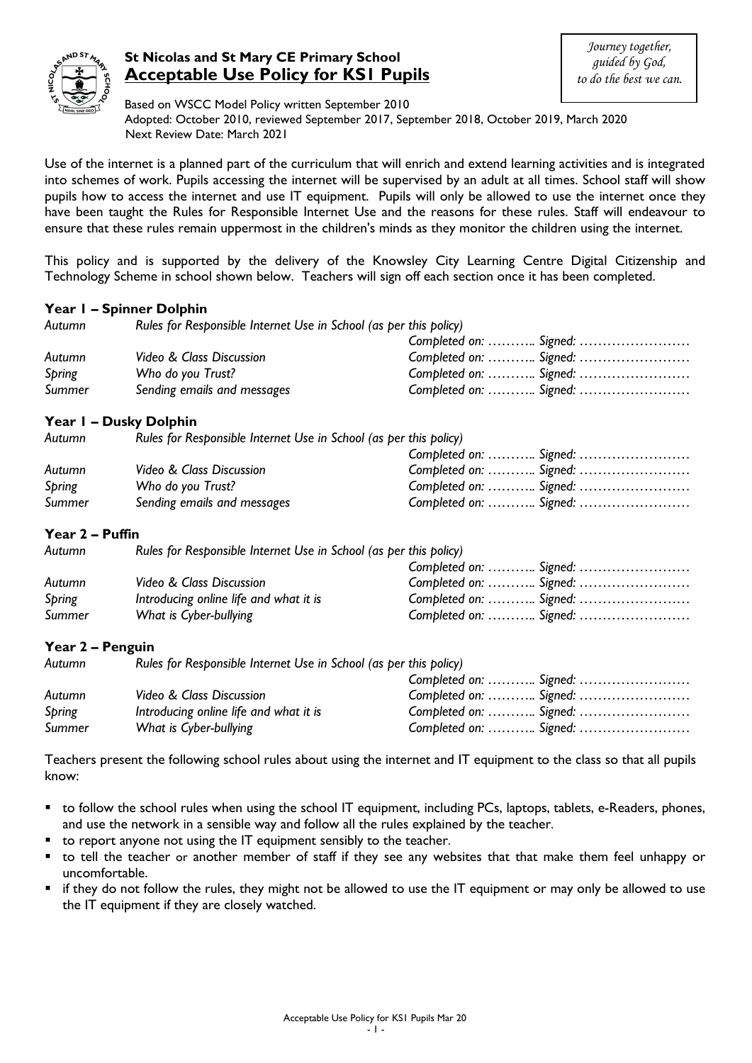# St Nicolas and St Mary CE Primary School

## Acceptable Use Policy for KS1 Pupils

*Journey together, guided by God, to do the best we can.*

Based on WSCC Model Policy written September 2010
Adopted: October 2010, reviewed September 2017, September 2018, October 2019, March 2020
Next Review Date: March 2021

Use of the internet is a planned part of the curriculum that will enrich and extend learning activities and is integrated into schemes of work. Pupils accessing the internet will be supervised by an adult at all times. School staff will show pupils how to access the internet and use IT equipment. Pupils will only be allowed to use the internet once they have been taught the Rules for Responsible Internet Use and the reasons for these rules. Staff will endeavour to ensure that these rules remain uppermost in the children's minds as they monitor the children using the internet.

This policy and is supported by the delivery of the Knowsley City Learning Centre Digital Citizenship and Technology Scheme in school shown below. Teachers will sign off each section once it has been completed.

### Year 1 – Spinner Dolphin

| | | |
|---|---|---|
| *Autumn* | *Rules for Responsible Internet Use in School (as per this policy)* | *Completed on: ……….. Signed: ……………………* |
| *Autumn* | *Video & Class Discussion* | *Completed on: ……….. Signed: ……………………* |
| *Spring* | *Who do you Trust?* | *Completed on: ……….. Signed: ……………………* |
| *Summer* | *Sending emails and messages* | *Completed on: ……….. Signed: ……………………* |

### Year 1 – Dusky Dolphin

| | | |
|---|---|---|
| *Autumn* | *Rules for Responsible Internet Use in School (as per this policy)* | *Completed on: ……….. Signed: ……………………* |
| *Autumn* | *Video & Class Discussion* | *Completed on: ……….. Signed: ……………………* |
| *Spring* | *Who do you Trust?* | *Completed on: ……….. Signed: ……………………* |
| *Summer* | *Sending emails and messages* | *Completed on: ……….. Signed: ……………………* |

### Year 2 – Puffin

| | | |
|---|---|---|
| *Autumn* | *Rules for Responsible Internet Use in School (as per this policy)* | *Completed on: ……….. Signed: ……………………* |
| *Autumn* | *Video & Class Discussion* | *Completed on: ……….. Signed: ……………………* |
| *Spring* | *Introducing online life and what it is* | *Completed on: ……….. Signed: ……………………* |
| *Summer* | *What is Cyber-bullying* | *Completed on: ……….. Signed: ……………………* |

### Year 2 – Penguin

| | | |
|---|---|---|
| *Autumn* | *Rules for Responsible Internet Use in School (as per this policy)* | *Completed on: ……….. Signed: ……………………* |
| *Autumn* | *Video & Class Discussion* | *Completed on: ……….. Signed: ……………………* |
| *Spring* | *Introducing online life and what it is* | *Completed on: ……….. Signed: ……………………* |
| *Summer* | *What is Cyber-bullying* | *Completed on: ……….. Signed: ……………………* |

Teachers present the following school rules about using the internet and IT equipment to the class so that all pupils know:

- to follow the school rules when using the school IT equipment, including PCs, laptops, tablets, e-Readers, phones, and use the network in a sensible way and follow all the rules explained by the teacher.
- to report anyone not using the IT equipment sensibly to the teacher.
- to tell the teacher or another member of staff if they see any websites that that make them feel unhappy or uncomfortable.
- if they do not follow the rules, they might not be allowed to use the IT equipment or may only be allowed to use the IT equipment if they are closely watched.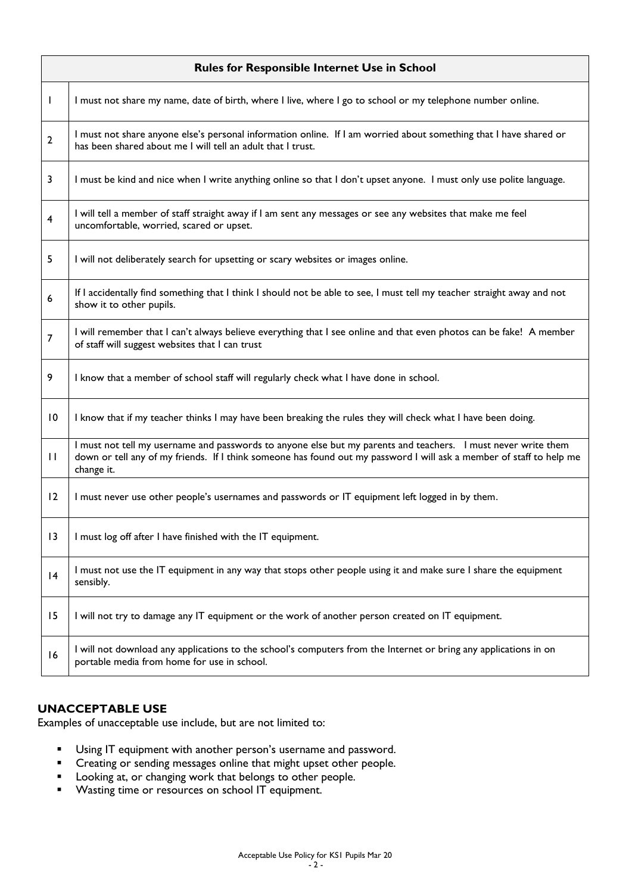| | Rules for Responsible Internet Use in School |
|---|---|
| 1 | I must not share my name, date of birth, where I live, where I go to school or my telephone number online. |
| 2 | I must not share anyone else's personal information online. If I am worried about something that I have shared or has been shared about me I will tell an adult that I trust. |
| 3 | I must be kind and nice when I write anything online so that I don't upset anyone. I must only use polite language. |
| 4 | I will tell a member of staff straight away if I am sent any messages or see any websites that make me feel uncomfortable, worried, scared or upset. |
| 5 | I will not deliberately search for upsetting or scary websites or images online. |
| 6 | If I accidentally find something that I think I should not be able to see, I must tell my teacher straight away and not show it to other pupils. |
| 7 | I will remember that I can't always believe everything that I see online and that even photos can be fake! A member of staff will suggest websites that I can trust |
| 9 | I know that a member of school staff will regularly check what I have done in school. |
| 10 | I know that if my teacher thinks I may have been breaking the rules they will check what I have been doing. |
| 11 | I must not tell my username and passwords to anyone else but my parents and teachers. I must never write them down or tell any of my friends. If I think someone has found out my password I will ask a member of staff to help me change it. |
| 12 | I must never use other people's usernames and passwords or IT equipment left logged in by them. |
| 13 | I must log off after I have finished with the IT equipment. |
| 14 | I must not use the IT equipment in any way that stops other people using it and make sure I share the equipment sensibly. |
| 15 | I will not try to damage any IT equipment or the work of another person created on IT equipment. |
| 16 | I will not download any applications to the school's computers from the Internet or bring any applications in on portable media from home for use in school. |

## UNACCEPTABLE USE

Examples of unacceptable use include, but are not limited to:

- Using IT equipment with another person's username and password.
- Creating or sending messages online that might upset other people.
- Looking at, or changing work that belongs to other people.
- Wasting time or resources on school IT equipment.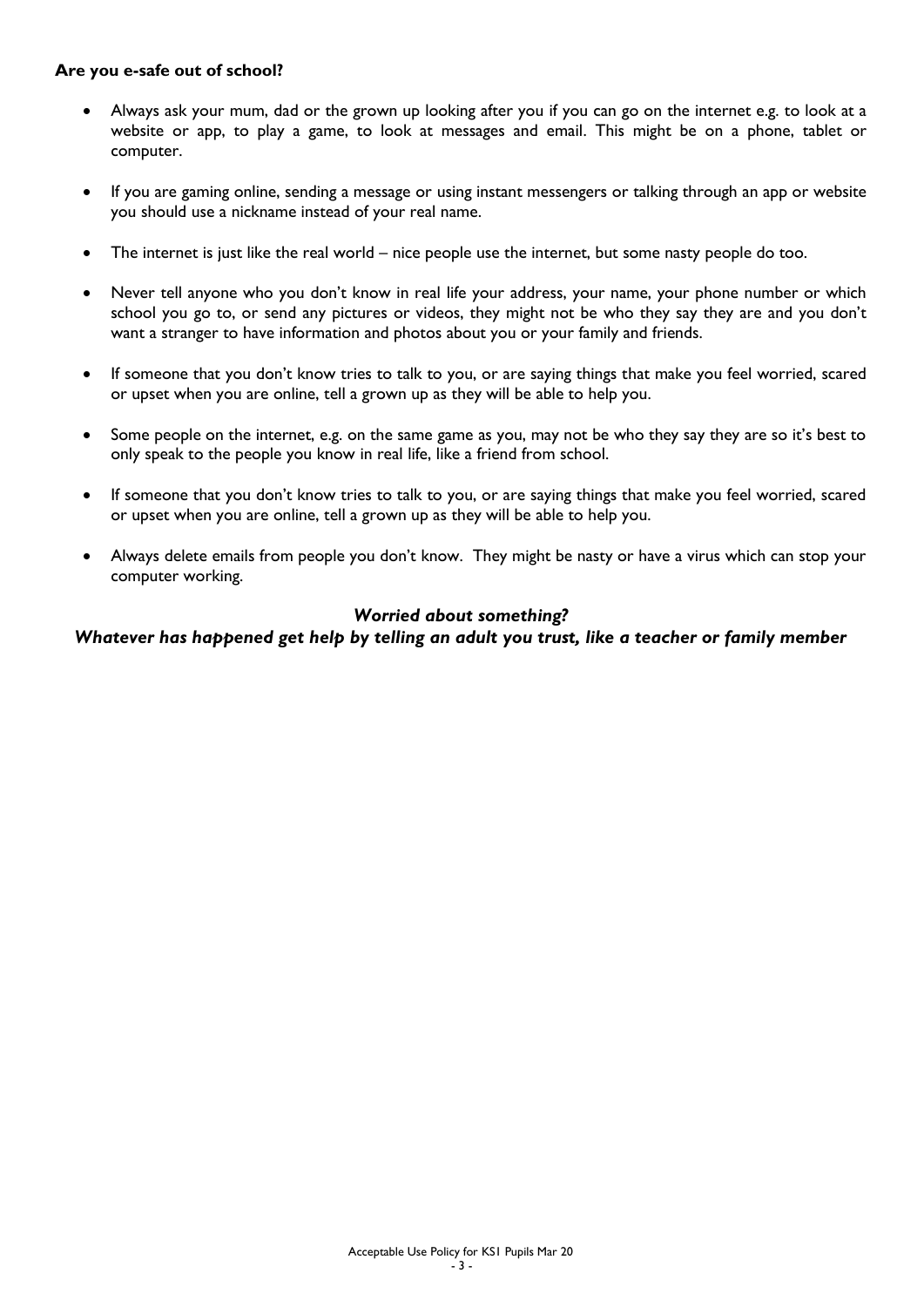**Are you e-safe out of school?**

- Always ask your mum, dad or the grown up looking after you if you can go on the internet e.g. to look at a website or app, to play a game, to look at messages and email. This might be on a phone, tablet or computer.
- If you are gaming online, sending a message or using instant messengers or talking through an app or website you should use a nickname instead of your real name.
- The internet is just like the real world – nice people use the internet, but some nasty people do too.
- Never tell anyone who you don't know in real life your address, your name, your phone number or which school you go to, or send any pictures or videos, they might not be who they say they are and you don't want a stranger to have information and photos about you or your family and friends.
- If someone that you don't know tries to talk to you, or are saying things that make you feel worried, scared or upset when you are online, tell a grown up as they will be able to help you.
- Some people on the internet, e.g. on the same game as you, may not be who they say they are so it's best to only speak to the people you know in real life, like a friend from school.
- If someone that you don't know tries to talk to you, or are saying things that make you feel worried, scared or upset when you are online, tell a grown up as they will be able to help you.
- Always delete emails from people you don't know. They might be nasty or have a virus which can stop your computer working.

***Worried about something?***
***Whatever has happened get help by telling an adult you trust, like a teacher or family member***